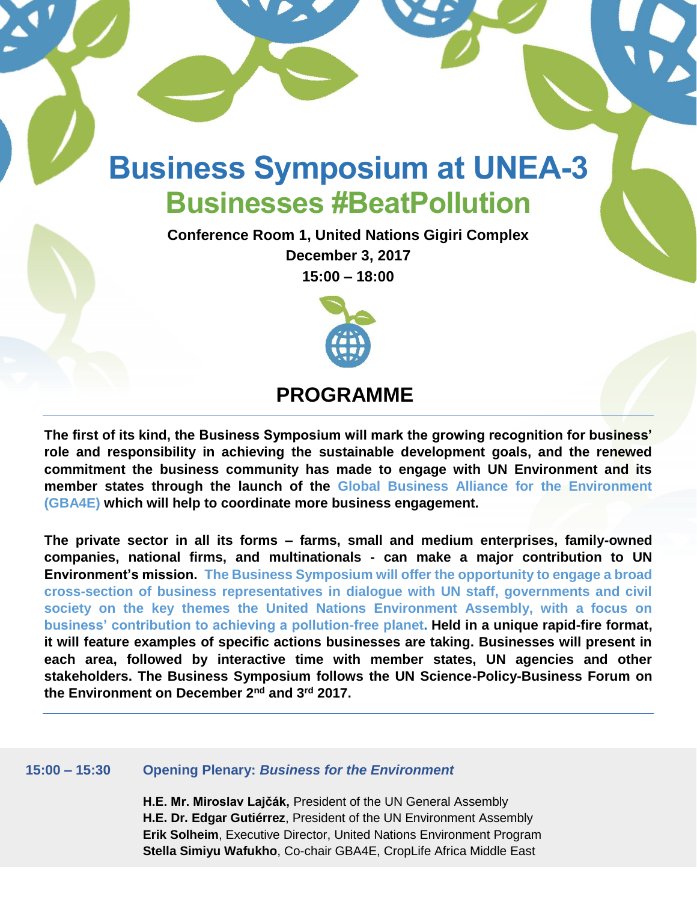# Business Symposium at UNEA-3

## Businesses #BeatPollution

**Conference Room 1, United Nations Gigiri Complex**
**December 3, 2017**
**15:00 – 18:00**

## PROGRAMME

**The first of its kind, the Business Symposium will mark the growing recognition for business' role and responsibility in achieving the sustainable development goals, and the renewed commitment the business community has made to engage with UN Environment and its member states through the launch of the Global Business Alliance for the Environment (GBA4E) which will help to coordinate more business engagement.**

**The private sector in all its forms – farms, small and medium enterprises, family-owned companies, national firms, and multinationals - can make a major contribution to UN Environment's mission. The Business Symposium will offer the opportunity to engage a broad cross-section of business representatives in dialogue with UN staff, governments and civil society on the key themes the United Nations Environment Assembly, with a focus on business' contribution to achieving a pollution-free planet. Held in a unique rapid-fire format, it will feature examples of specific actions businesses are taking. Businesses will present in each area, followed by interactive time with member states, UN agencies and other stakeholders. The Business Symposium follows the UN Science-Policy-Business Forum on the Environment on December 2nd and 3rd 2017.**

**15:00 – 15:30** **Opening Plenary: *Business for the Environment***

**H.E. Mr. Miroslav Lajčák,** President of the UN General Assembly
**H.E. Dr. Edgar Gutiérrez**, President of the UN Environment Assembly
**Erik Solheim**, Executive Director, United Nations Environment Program
**Stella Simiyu Wafukho**, Co-chair GBA4E, CropLife Africa Middle East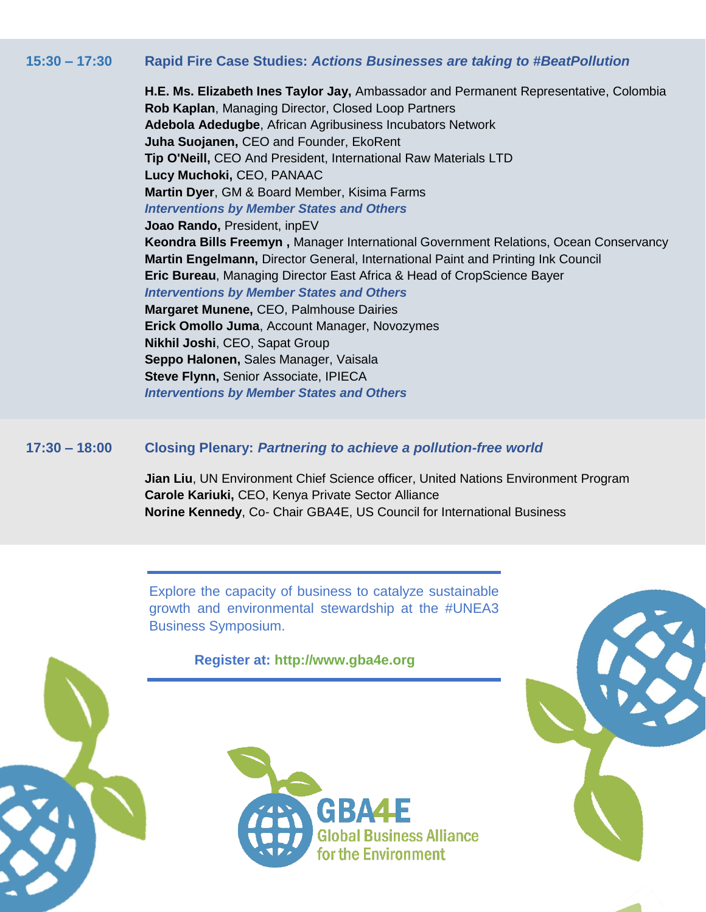**15:30 – 17:30** **Rapid Fire Case Studies:** ***Actions Businesses are taking to #BeatPollution***

**H.E. Ms. Elizabeth Ines Taylor Jay,** Ambassador and Permanent Representative, Colombia
**Rob Kaplan**, Managing Director, Closed Loop Partners
**Adebola Adedugbe**, African Agribusiness Incubators Network
**Juha Suojanen,** CEO and Founder, EkoRent
**Tip O'Neill,** CEO And President, International Raw Materials LTD
**Lucy Muchoki,** CEO, PANAAC
**Martin Dyer**, GM & Board Member, Kisima Farms
***Interventions by Member States and Others***
**Joao Rando,** President, inpEV
**Keondra Bills Freemyn ,** Manager International Government Relations, Ocean Conservancy
**Martin Engelmann,** Director General, International Paint and Printing Ink Council
**Eric Bureau**, Managing Director East Africa & Head of CropScience Bayer
***Interventions by Member States and Others***
**Margaret Munene,** CEO, Palmhouse Dairies
**Erick Omollo Juma**, Account Manager, Novozymes
**Nikhil Joshi**, CEO, Sapat Group
**Seppo Halonen,** Sales Manager, Vaisala
**Steve Flynn,** Senior Associate, IPIECA
***Interventions by Member States and Others***

**17:30 – 18:00** **Closing Plenary:** ***Partnering to achieve a pollution-free world***

**Jian Liu**, UN Environment Chief Science officer, United Nations Environment Program
**Carole Kariuki,** CEO, Kenya Private Sector Alliance
**Norine Kennedy**, Co- Chair GBA4E, US Council for International Business

---

Explore the capacity of business to catalyze sustainable growth and environmental stewardship at the #UNEA3 Business Symposium.

**Register at: http://www.gba4e.org**

---

GBA4E
Global Business Alliance for the Environment